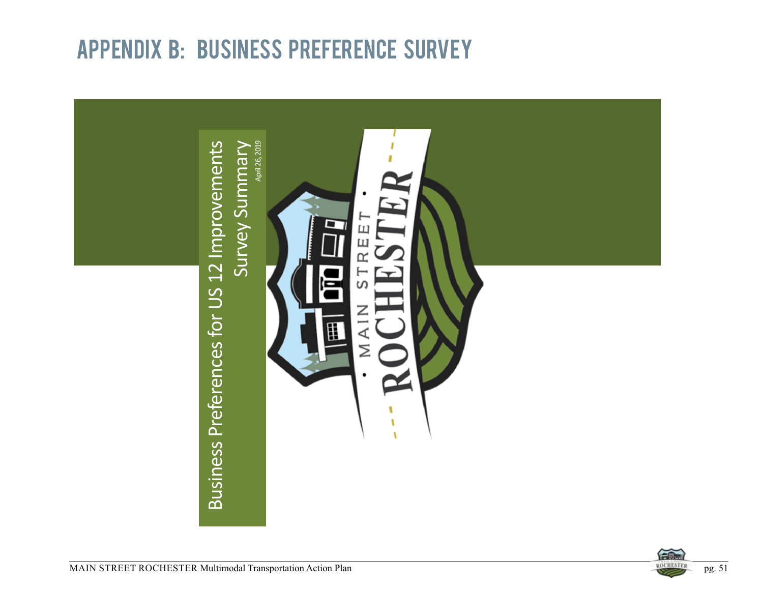# APPENDIX B: BUSINESS PREFERENCE SURVEY

Business Preferences for US 12 Improvements

Survey Summary

April 26, 2019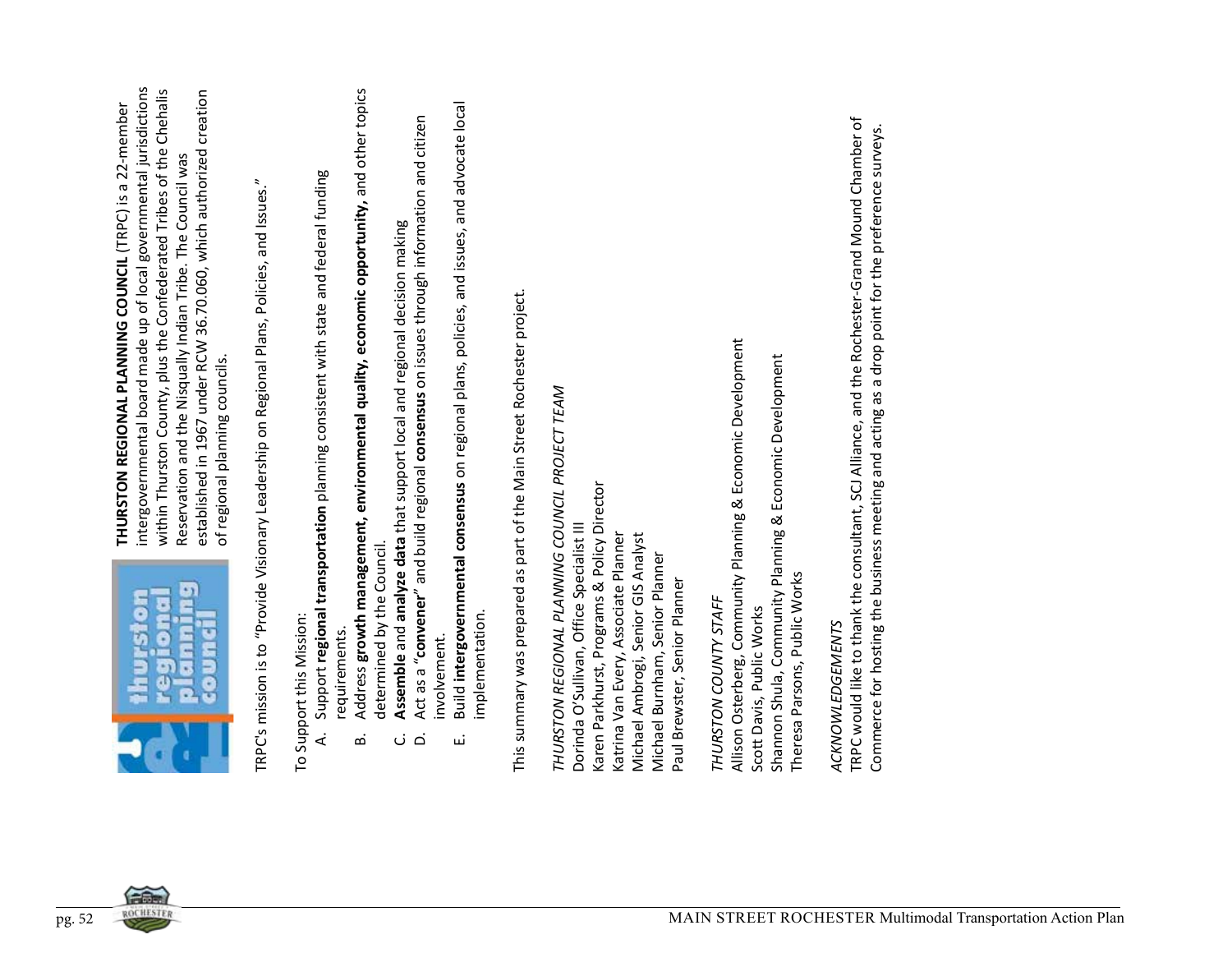**THURSTON REGIONAL PLANNING COUNCIL** (TRPC) is a 22-member intergovernmental board made up of local governmental jurisdictions within Thurston County, plus the Confederated Tribes of the Chehalis Reservation and the Nisqually Indian Tribe. The Council was established in 1967 under RCW 36.70.060, which authorized creation of regional planning councils.

TRPC's mission is to "Provide Visionary Leadership on Regional Plans, Policies, and Issues."

To Support this Mission:

A. Support **regional transportation** planning consistent with state and federal funding requirements.
B. Address **growth management, environmental quality, economic opportunity,** and other topics determined by the Council.
C. **Assemble** and **analyze data** that support local and regional decision making
D. Act as a "**convener**" and build regional **consensus** on issues through information and citizen involvement.
E. Build **intergovernmental consensus** on regional plans, policies, and issues, and advocate local implementation.

This summary was prepared as part of the Main Street Rochester project.

*THURSTON REGIONAL PLANNING COUNCIL PROJECT TEAM*

Dorinda O'Sullivan, Office Specialist III
Karen Parkhurst, Programs & Policy Director
Katrina Van Every, Associate Planner
Michael Ambrogi, Senior GIS Analyst
Michael Burnham, Senior Planner
Paul Brewster, Senior Planner

*THURSTON COUNTY STAFF*

Allison Osterberg, Community Planning & Economic Development
Scott Davis, Public Works
Shannon Shula, Community Planning & Economic Development
Theresa Parsons, Public Works

*ACKNOWLEDGEMENTS*

TRPC would like to thank the consultant, SCJ Alliance, and the Rochester-Grand Mound Chamber of Commerce for hosting the business meeting and acting as a drop point for the preference surveys.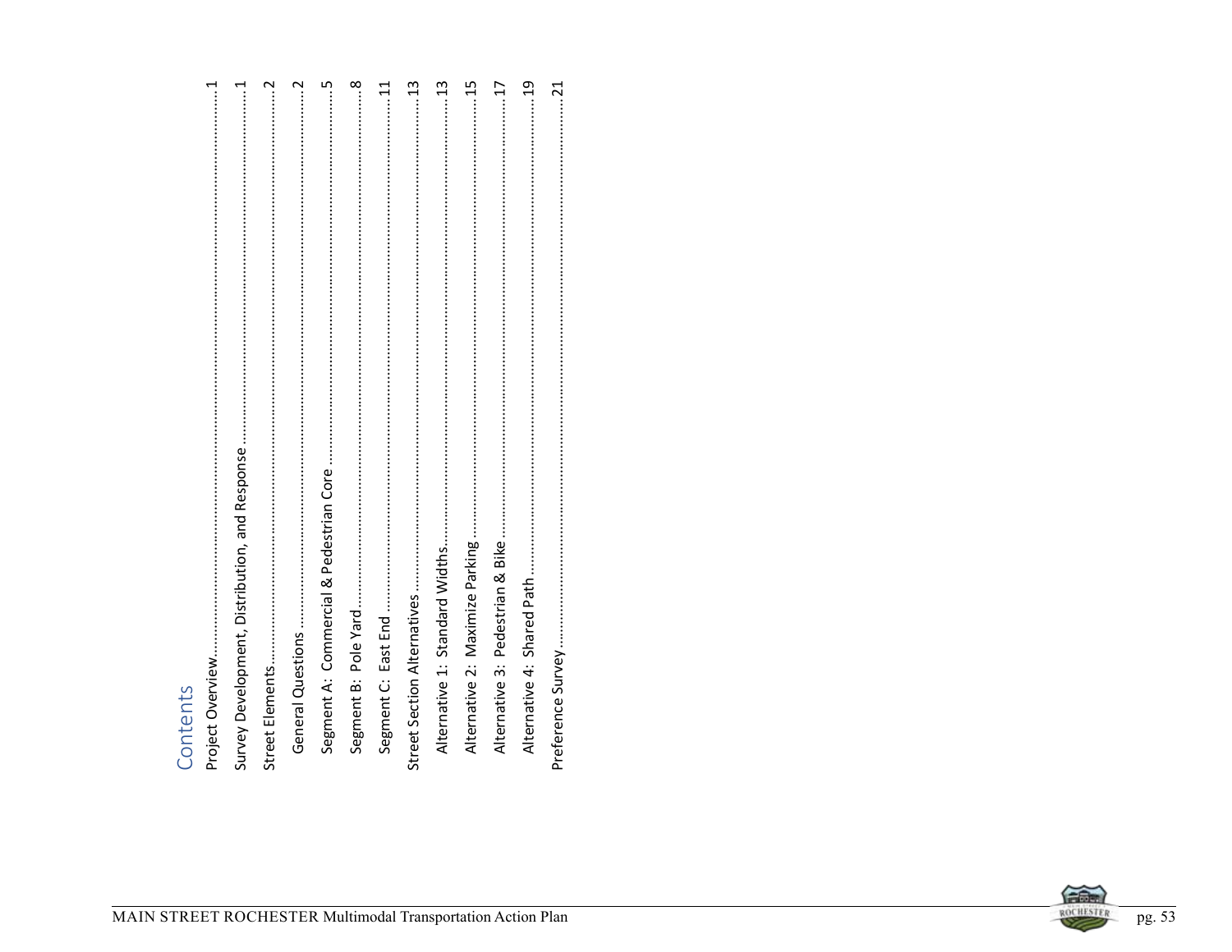# Contents

- Project Overview .......... 1
  - Survey Development, Distribution, and Response .......... 1
- Street Elements .......... 2
  - General Questions .......... 2
  - Segment A: Commercial & Pedestrian Core .......... 5
  - Segment B: Pole Yard .......... 8
  - Segment C: East End .......... 11
- Street Section Alternatives .......... 13
  - Alternative 1: Standard Widths .......... 13
  - Alternative 2: Maximize Parking .......... 15
  - Alternative 3: Pedestrian & Bike .......... 17
  - Alternative 4: Shared Path .......... 19
- Preference Survey .......... 21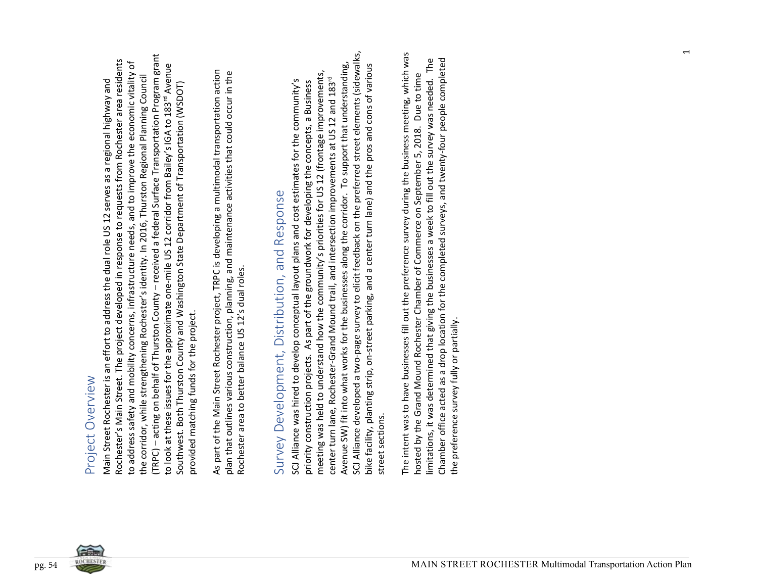# Project Overview

Main Street Rochester is an effort to address the dual role US 12 serves as a regional highway and Rochester's Main Street. The project developed in response to requests from Rochester area residents to address safety and mobility concerns, infrastructure needs, and to improve the economic vitality of the corridor, while strengthening Rochester's identity. In 2016, Thurston Regional Planning Council (TRPC) – acting on behalf of Thurston County – received a federal Surface Transportation Program grant to look at these issues for the approximate one-mile US 12 corridor from Bailey's IGA to 183rd Avenue Southwest. Both Thurston County and Washington State Department of Transportation (WSDOT) provided matching funds for the project.

As part of the Main Street Rochester project, TRPC is developing a multimodal transportation action plan that outlines various construction, planning, and maintenance activities that could occur in the Rochester area to better balance US 12's dual roles.

# Survey Development, Distribution, and Response

SCJ Alliance was hired to develop conceptual layout plans and cost estimates for the community's priority construction projects. As part of the groundwork for developing the concepts, a Business meeting was held to understand how the community's priorities for US 12 (frontage improvements, center turn lane, Rochester-Grand Mound trail, and intersection improvements at US 12 and 183rd Avenue SW) fit into what works for the businesses along the corridor. To support that understanding, SCJ Alliance developed a two-page survey to elicit feedback on the preferred street elements (sidewalks, bike facility, planting strip, on-street parking, and a center turn lane) and the pros and cons of various street sections.

The intent was to have businesses fill out the preference survey during the business meeting, which was hosted by the Grand Mound Rochester Chamber of Commerce on September 5, 2018. Due to time limitations, it was determined that giving the businesses a week to fill out the survey was needed. The Chamber office acted as a drop location for the completed surveys, and twenty-four people completed the preference survey fully or partially.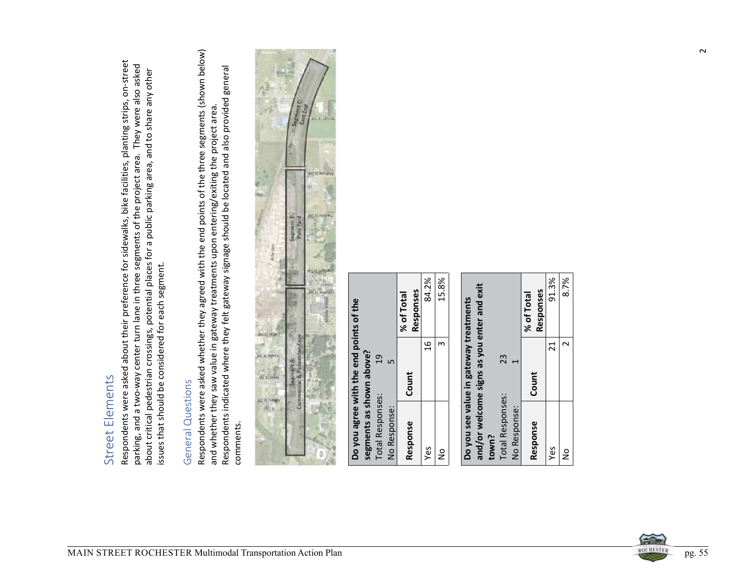## Street Elements

Respondents were asked about their preference for sidewalks, bike facilities, planting strips, on-street parking, and a two-way center turn lane in three segments of the project area. They were also asked about critical pedestrian crossings, potential places for a public parking area, and to share any other issues that should be considered for each segment.

### General Questions

Respondents were asked whether they agreed with the end points of the three segments (shown below) and whether they saw value in gateway treatments upon entering/exiting the project area. Respondents indicated where they felt gateway signage should be located and also provided general comments.

**Do you agree with the end points of the segments as shown above?**

Total Responses: 19
No Response: 5

| Response | Count | % of Total Responses |
|---|---|---|
| Yes | 16 | 84.2% |
| No | 3 | 15.8% |

**Do you see value in gateway treatments and/or welcome signs as you enter and exit town?**

Total Responses: 23
No Response: 1

| Response | Count | % of Total Responses |
|---|---|---|
| Yes | 21 | 91.3% |
| No | 2 | 8.7% |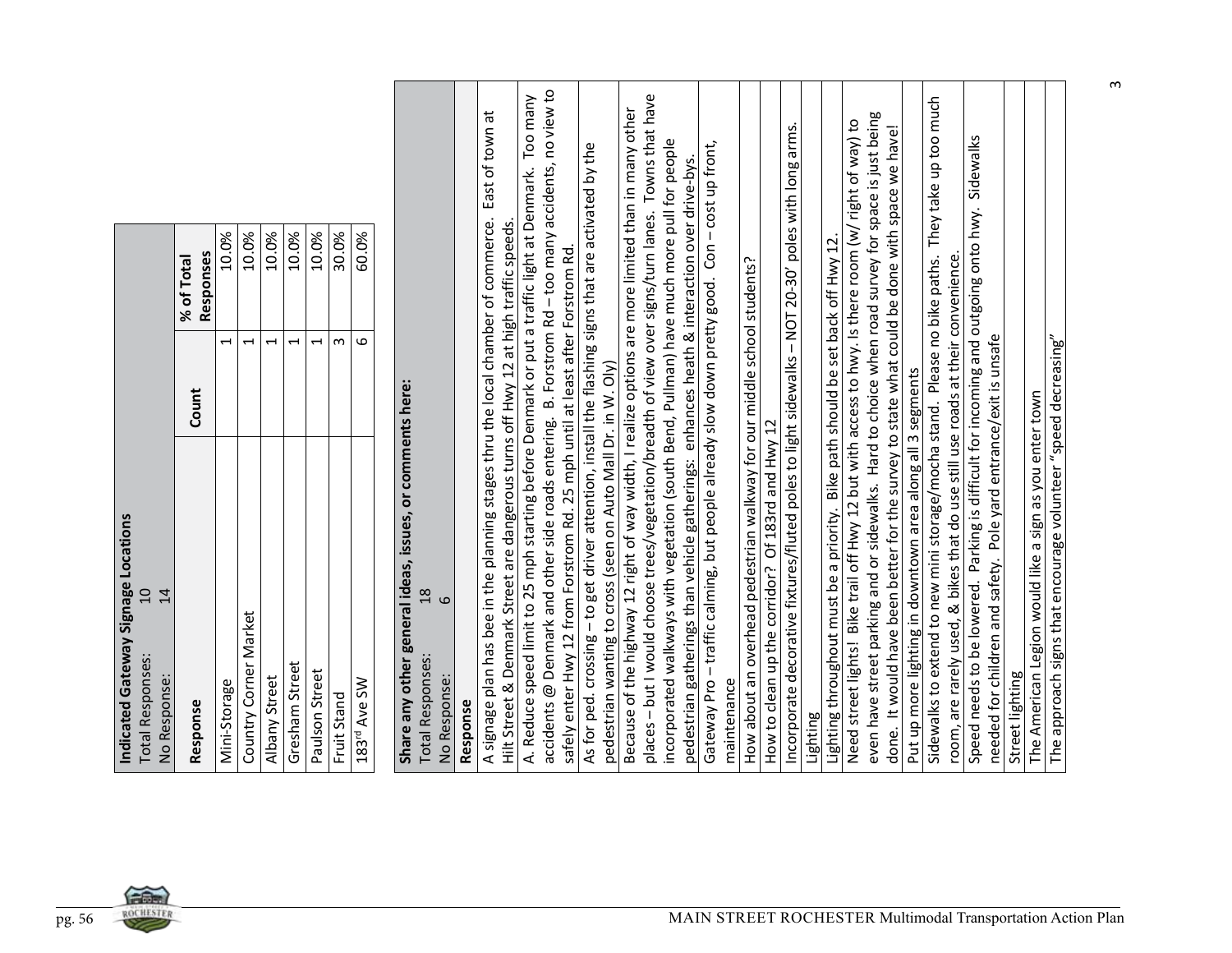| Indicated Gateway Signage Locations | | |
|---|---|---|
| Total Responses: 10 | | |
| No Response: 14 | | |
| **Response** | **Count** | **% of Total Responses** |
| Mini-Storage | 1 | 10.0% |
| Country Corner Market | 1 | 10.0% |
| Albany Street | 1 | 10.0% |
| Gresham Street | 1 | 10.0% |
| Paulson Street | 1 | 10.0% |
| Fruit Stand | 3 | 30.0% |
| 183rd Ave SW | 6 | 60.0% |

| Share any other general ideas, issues, or comments here: |
|---|
| Total Responses: 18 |
| No Response: 6 |
| **Response** |
| A signage plan has bee in the planning stages thru the local chamber of commerce. East of town at Hilt Street & Denmark Street are dangerous turns off Hwy 12 at high traffic speeds. |
| A. Reduce speed limit to 25 mph starting before Denmark or put a traffic light at Denmark. Too many accidents @ Denmark and other side roads entering. B. Forstrom Rd – too many accidents, no view to safely enter Hwy 12 from Forstrom Rd. 25 mph until at least after Forstrom Rd. |
| As for ped. crossing – to get driver attention, install the flashing signs that are activated by the pedestrian wanting to cross (seen on Auto Mall Dr. in W. Oly) |
| Because of the highway 12 right of way width, I realize options are more limited than in many other places – but I would choose trees/vegetation/breadth of view over signs/turn lanes. Towns that have incorporated walkways with vegetation (south Bend, Pullman) have much more pull for people pedestrian gatherings than vehicle gatherings: enhances heath & interaction over drive-bys. |
| Gateway Pro – traffic calming, but people already slow down pretty good. Con – cost up front, maintenance |
| How about an overhead pedestrian walkway for our middle school students? |
| How to clean up the corridor? Of 183rd and Hwy 12 |
| Incorporate decorative fixtures/fluted poles to light sidewalks – NOT 20-30' poles with long arms. |
| Lighting |
| Lighting throughout must be a priority. Bike path should be set back off Hwy 12. |
| Need street lights! Bike trail off Hwy 12 but with access to hwy. Is there room (w/ right of way) to even have street parking and or sidewalks. Hard to choice when road survey for space is just being done. It would have been better for the survey to state what could be done with space we have! |
| Put up more lighting in downtown area along all 3 segments |
| Sidewalks to extend to new mini storage/mocha stand. Please no bike paths. They take up too much room, are rarely used, & bikes that do use still use roads at their convenience. |
| Speed needs to be lowered. Parking is difficult for incoming and outgoing onto hwy. Sidewalks needed for children and safety. Pole yard entrance/exit is unsafe |
| Street lighting |
| The American Legion would like a sign as you enter town |
| The approach signs that encourage volunteer "speed decreasing" |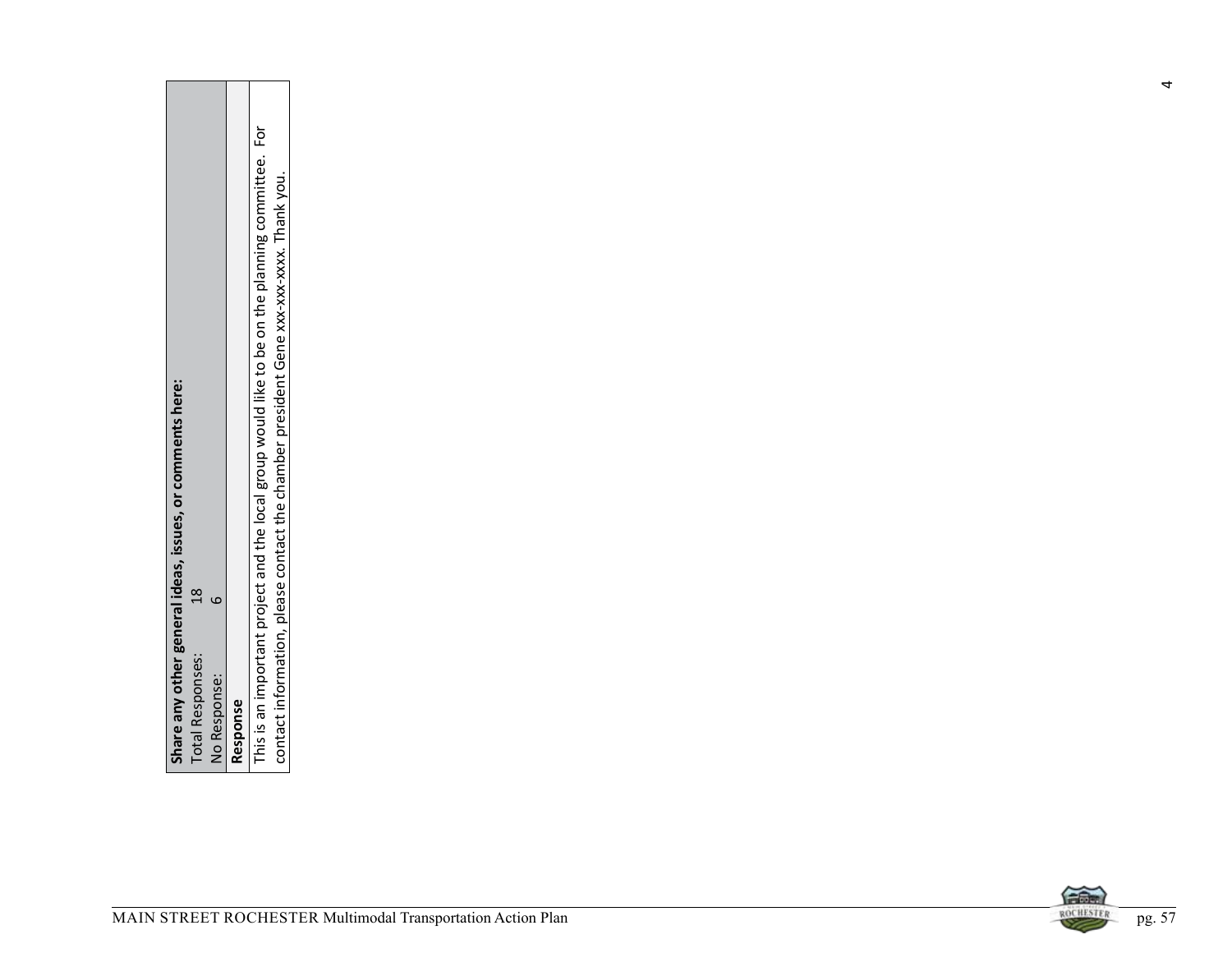| Share any other general ideas, issues, or comments here: | |
|---|---|
| Total Responses: | 18 |
| No Response: | 6 |
| **Response** | |
| This is an important project and the local group would like to be on the planning committee. For contact information, please contact the chamber president Gene xxx-xxx-xxxx. Thank you. | |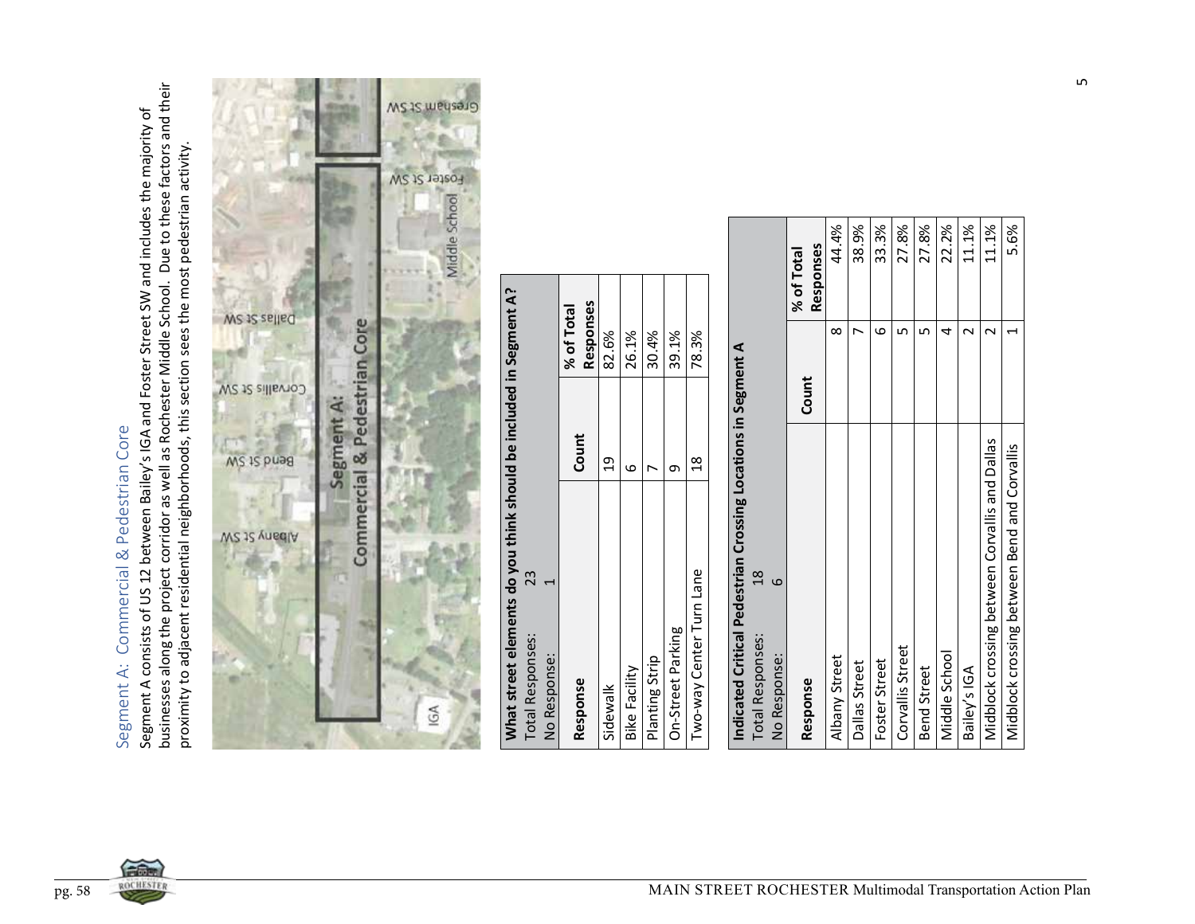## Segment A: Commercial & Pedestrian Core

Segment A consists of US 12 between Bailey's IGA and Foster Street SW and includes the majority of businesses along the project corridor as well as Rochester Middle School. Due to these factors and their proximity to adjacent residential neighborhoods, this section sees the most pedestrian activity.

**What street elements do you think should be included in Segment A?**

Total Responses: 23
No Response: 1

| Response | Count | % of Total Responses |
|---|---|---|
| Sidewalk | 19 | 82.6% |
| Bike Facility | 6 | 26.1% |
| Planting Strip | 7 | 30.4% |
| On-Street Parking | 9 | 39.1% |
| Two-way Center Turn Lane | 18 | 78.3% |

**Indicated Critical Pedestrian Crossing Locations in Segment A**

Total Responses: 18
No Response: 6

| Response | Count | % of Total Responses |
|---|---|---|
| Albany Street | 8 | 44.4% |
| Dallas Street | 7 | 38.9% |
| Foster Street | 6 | 33.3% |
| Corvallis Street | 5 | 27.8% |
| Bend Street | 5 | 27.8% |
| Middle School | 4 | 22.2% |
| Bailey's IGA | 2 | 11.1% |
| Midblock crossing between Corvallis and Dallas | 2 | 11.1% |
| Midblock crossing between Bend and Corvallis | 1 | 5.6% |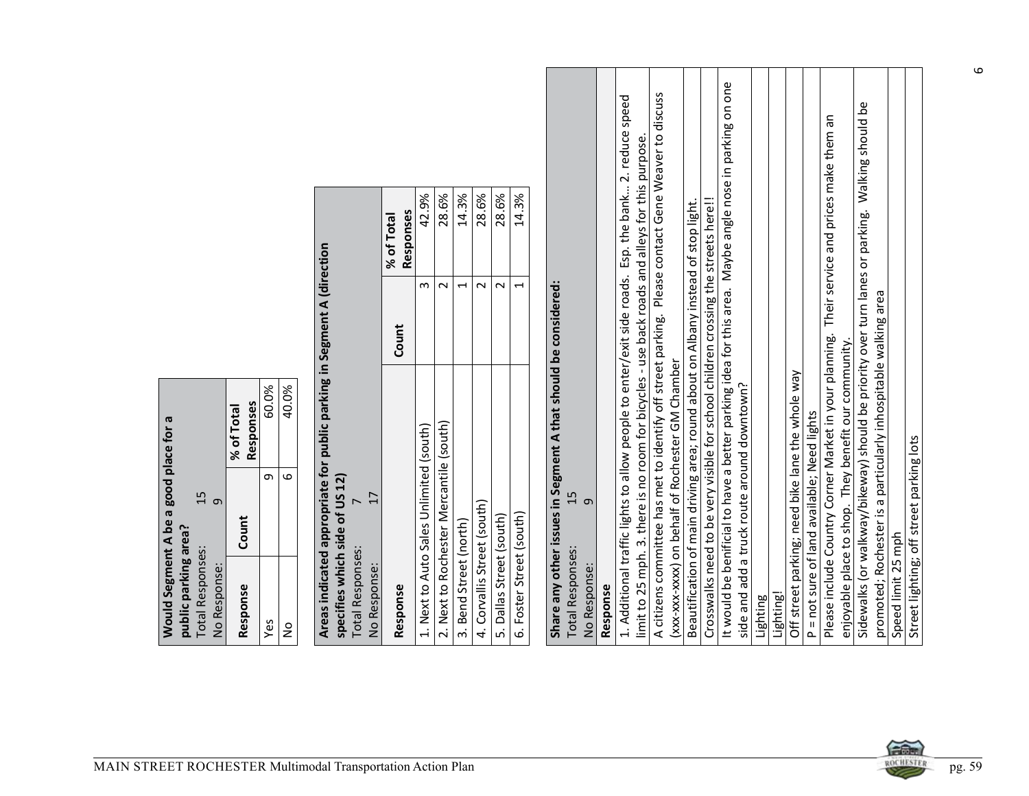**Would Segment A be a good place for a public parking area?**

Total Responses: 15
No Response: 9

| Response | Count | % of Total Responses |
|---|---|---|
| Yes | 9 | 60.0% |
| No | 6 | 40.0% |

**Areas indicated appropriate for public parking in Segment A (direction specifies which side of US 12)**

Total Responses: 7
No Response: 17

| Response | Count | % of Total Responses |
|---|---|---|
| 1. Next to Auto Sales Unlimited (south) | 3 | 42.9% |
| 2. Next to Rochester Mercantile (south) | 2 | 28.6% |
| 3. Bend Street (north) | 1 | 14.3% |
| 4. Corvallis Street (south) | 2 | 28.6% |
| 5. Dallas Street (south) | 2 | 28.6% |
| 6. Foster Street (south) | 1 | 14.3% |

**Share any other issues in Segment A that should be considered:**

Total Responses: 15
No Response: 9

| Response |
|---|
| 1. Additional traffic lights to allow people to enter/exit side roads. Esp. the bank... 2. reduce speed limit to 25 mph. 3. there is no room for bicycles - use back roads and alleys for this purpose. |
| A citizens committee has met to identify off street parking. Please contact Gene Weaver to discuss (xxx-xxx-xxxx) on behalf of Rochester GM Chamber |
| Beautification of main driving area; round about on Albany instead of stop light. |
| Crosswalks need to be very visible for school children crossing the streets here!! |
| It would be benificial to have a better parking idea for this area. Maybe angle nose in parking on one side and add a truck route around downtown? |
| Lighting |
| Lighting! |
| Off street parking; need bike lane the whole way |
| P = not sure of land available; Need lights |
| Please include Country Corner Market in your planning. Their service and prices make them an enjoyable place to shop. They benefit our community. |
| Sidewalks (or walkway/bikeway) should be priority over turn lanes or parking. Walking should be promoted; Rochester is a particularly inhospitable walking area |
| Speed limit 25 mph |
| Street lighting; off street parking lots |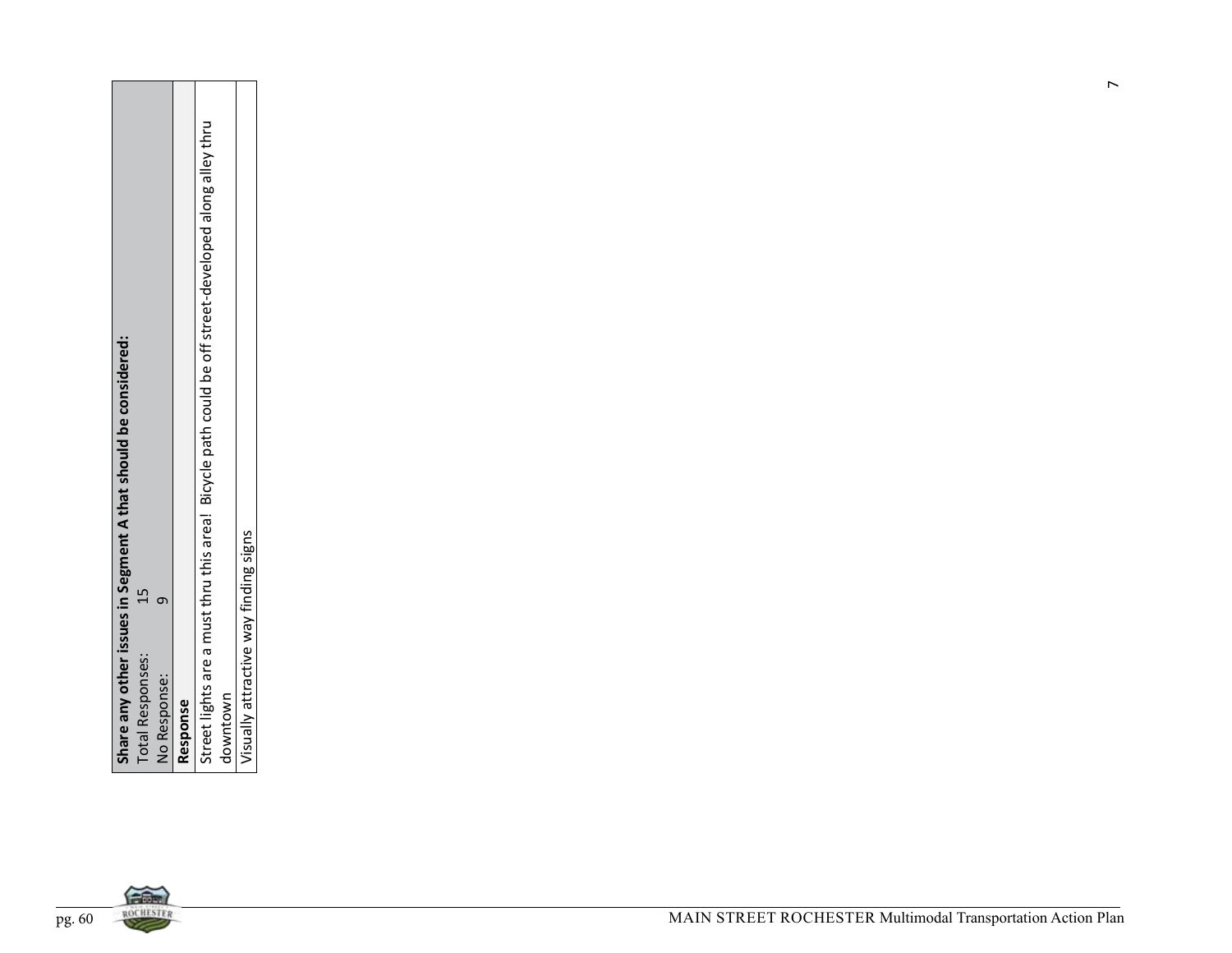| Share any other issues in Segment A that should be considered: Total Responses: 15 No Response: 9 |
| --- |
| **Response** |
| Street lights are a must thru this area! Bicycle path could be off street-developed along alley thru downtown |
| Visually attractive way finding signs |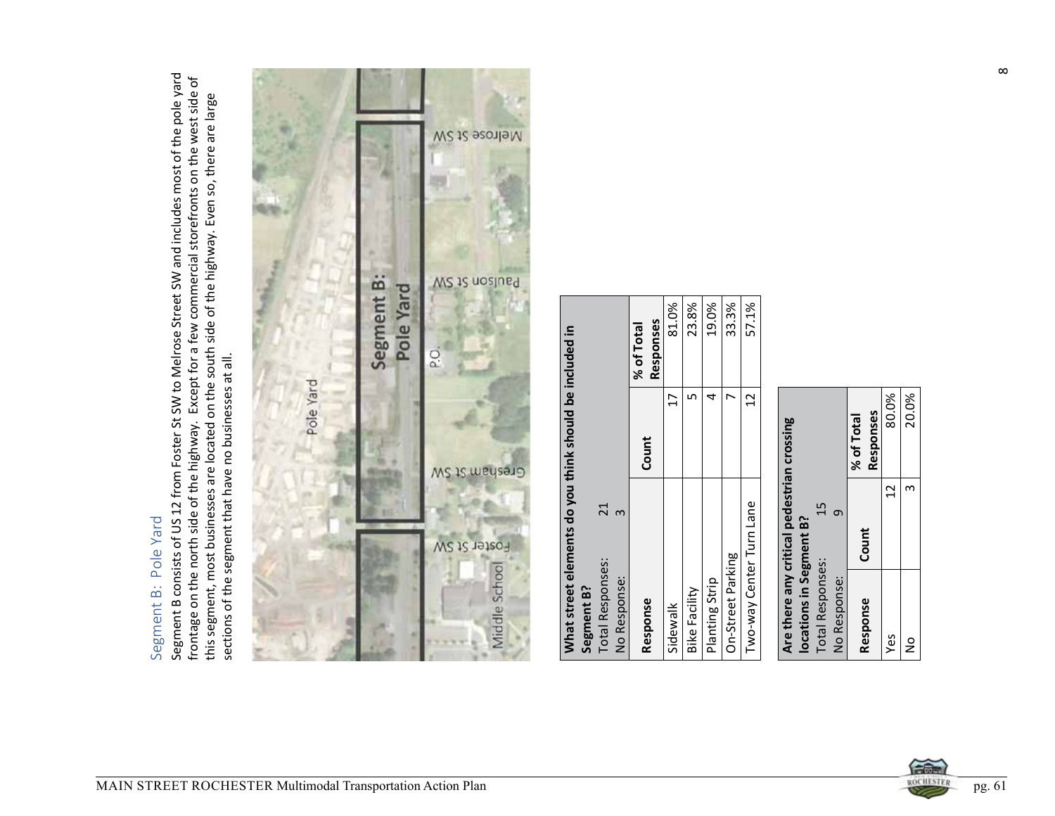## Segment B: Pole Yard

Segment B consists of US 12 from Foster St SW to Melrose Street SW and includes most of the pole yard frontage on the north side of the highway. Except for a few commercial storefronts on the west side of this segment, most businesses are located on the south side of the highway. Even so, there are large sections of the segment that have no businesses at all.

**What street elements do you think should be included in Segment B?**

Total Responses: 21
No Response: 3

| Response | Count | % of Total Responses |
|---|---|---|
| Sidewalk | 17 | 81.0% |
| Bike Facility | 5 | 23.8% |
| Planting Strip | 4 | 19.0% |
| On-Street Parking | 7 | 33.3% |
| Two-way Center Turn Lane | 12 | 57.1% |

**Are there any critical pedestrian crossing locations in Segment B?**

Total Responses: 15
No Response: 9

| Response | Count | % of Total Responses |
|---|---|---|
| Yes | 12 | 80.0% |
| No | 3 | 20.0% |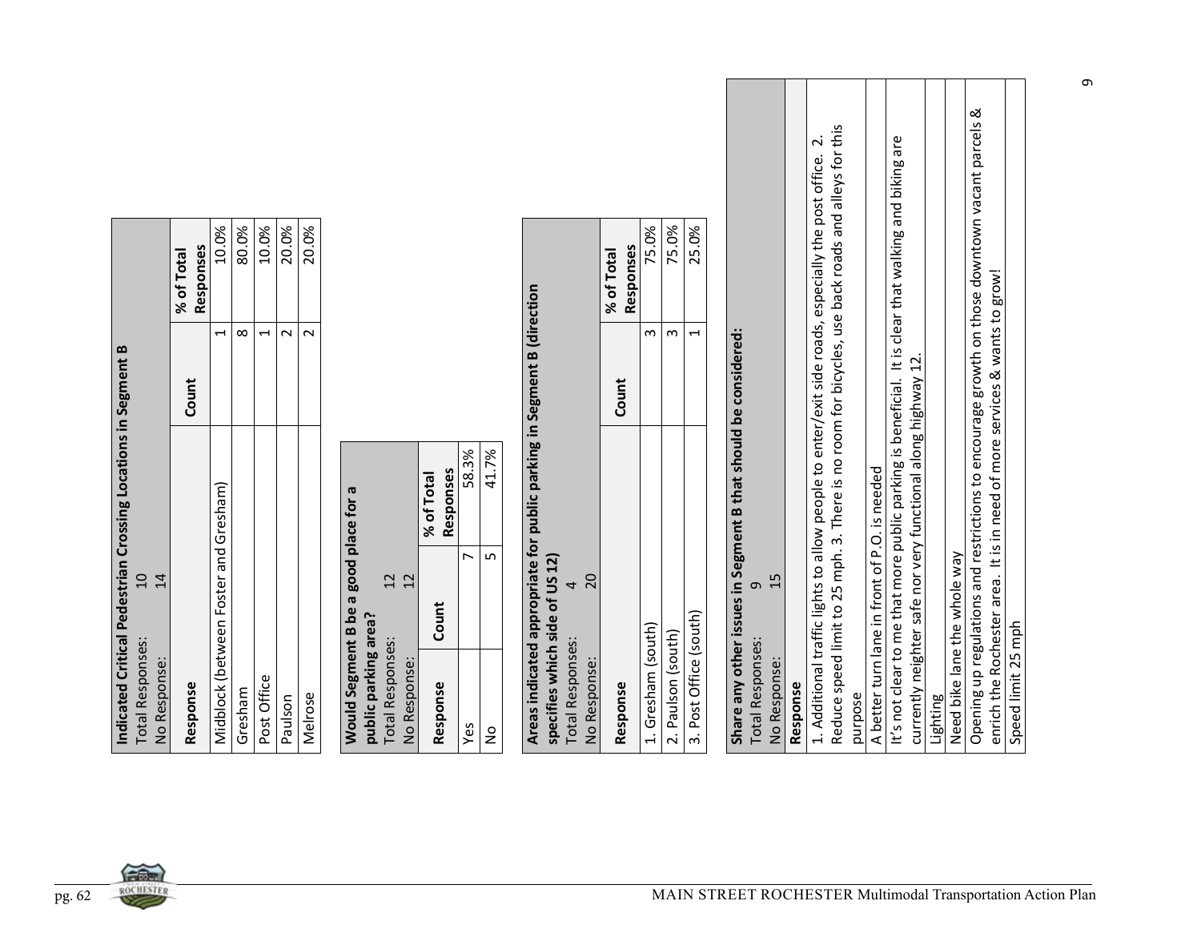**Indicated Critical Pedestrian Crossing Locations in Segment B**

Total Responses: 10
No Response: 14

| Response | Count | % of Total Responses |
|---|---|---|
| Midblock (between Foster and Gresham) | 1 | 10.0% |
| Gresham | 8 | 80.0% |
| Post Office | 1 | 10.0% |
| Paulson | 2 | 20.0% |
| Melrose | 2 | 20.0% |

**Would Segment B be a good place for a public parking area?**

Total Responses: 12
No Response: 12

| Response | Count | % of Total Responses |
|---|---|---|
| Yes | 7 | 58.3% |
| No | 5 | 41.7% |

**Areas indicated appropriate for public parking in Segment B (direction specifies which side of US 12)**

Total Responses: 4
No Response: 20

| Response | Count | % of Total Responses |
|---|---|---|
| 1. Gresham (south) | 3 | 75.0% |
| 2. Paulson (south) | 3 | 75.0% |
| 3. Post Office (south) | 1 | 25.0% |

**Share any other issues in Segment B that should be considered:**

Total Responses: 9
No Response: 15

| Response |
|---|
| 1. Additional traffic lights to allow people to enter/exit side roads, especially the post office. 2. Reduce speed limit to 25 mph. 3. There is no room for bicycles, use back roads and alleys for this purpose |
| A better turn lane in front of P.O. is needed |
| It's not clear to me that more public parking is beneficial. It is clear that walking and biking are currently neighter safe nor very functional along highway 12. |
| Lighting |
| Need bike lane the whole way |
| Opening up regulations and restrictions to encourage growth on those downtown vacant parcels & enrich the Rochester area. It is in need of more services & wants to grow! |
| Speed limit 25 mph |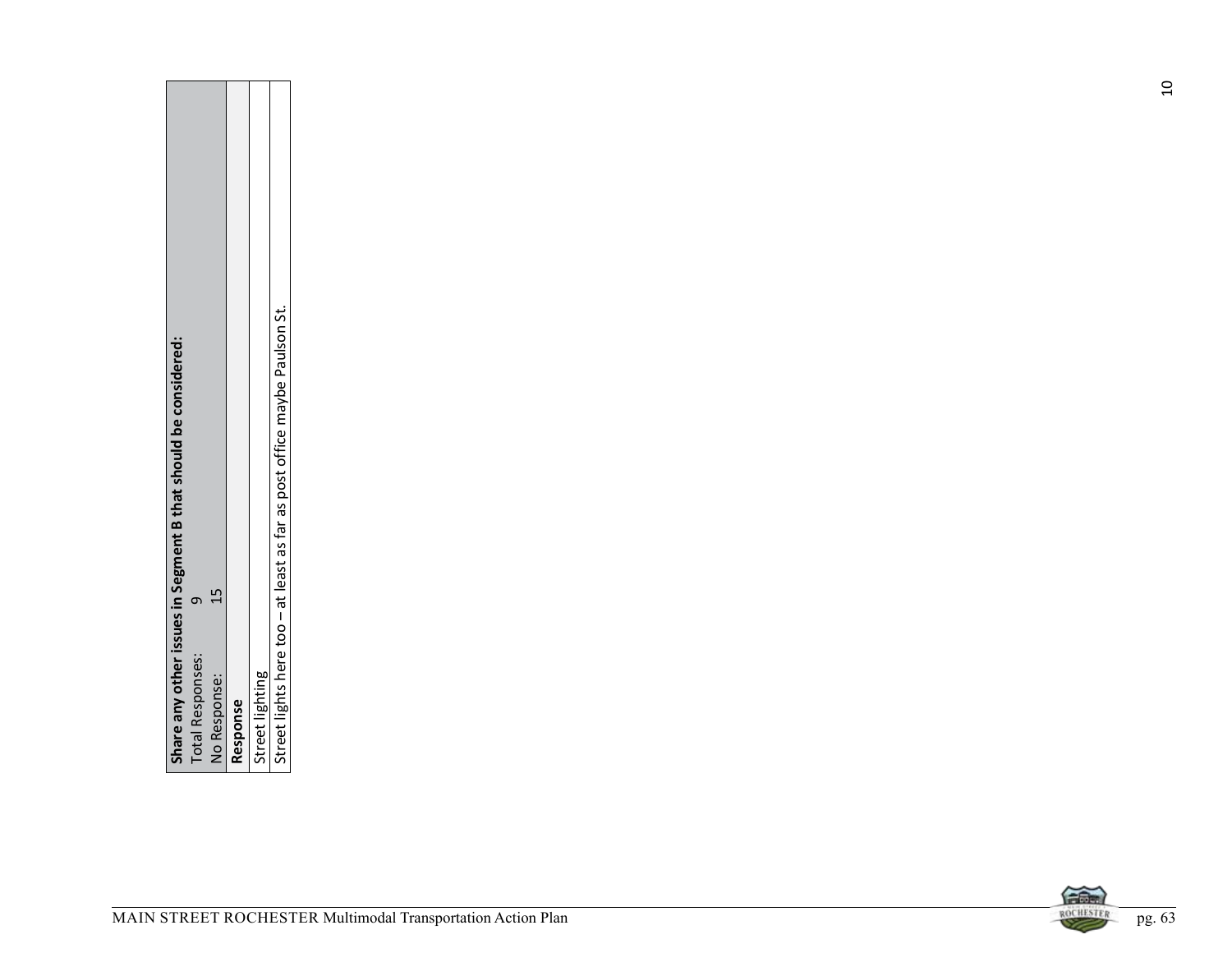| Share any other issues in Segment B that should be considered: |
| --- |
| Total Responses: 9 |
| No Response: 15 |
| **Response** |
| Street lighting |
| Street lights here too – at least as far as post office maybe Paulson St. |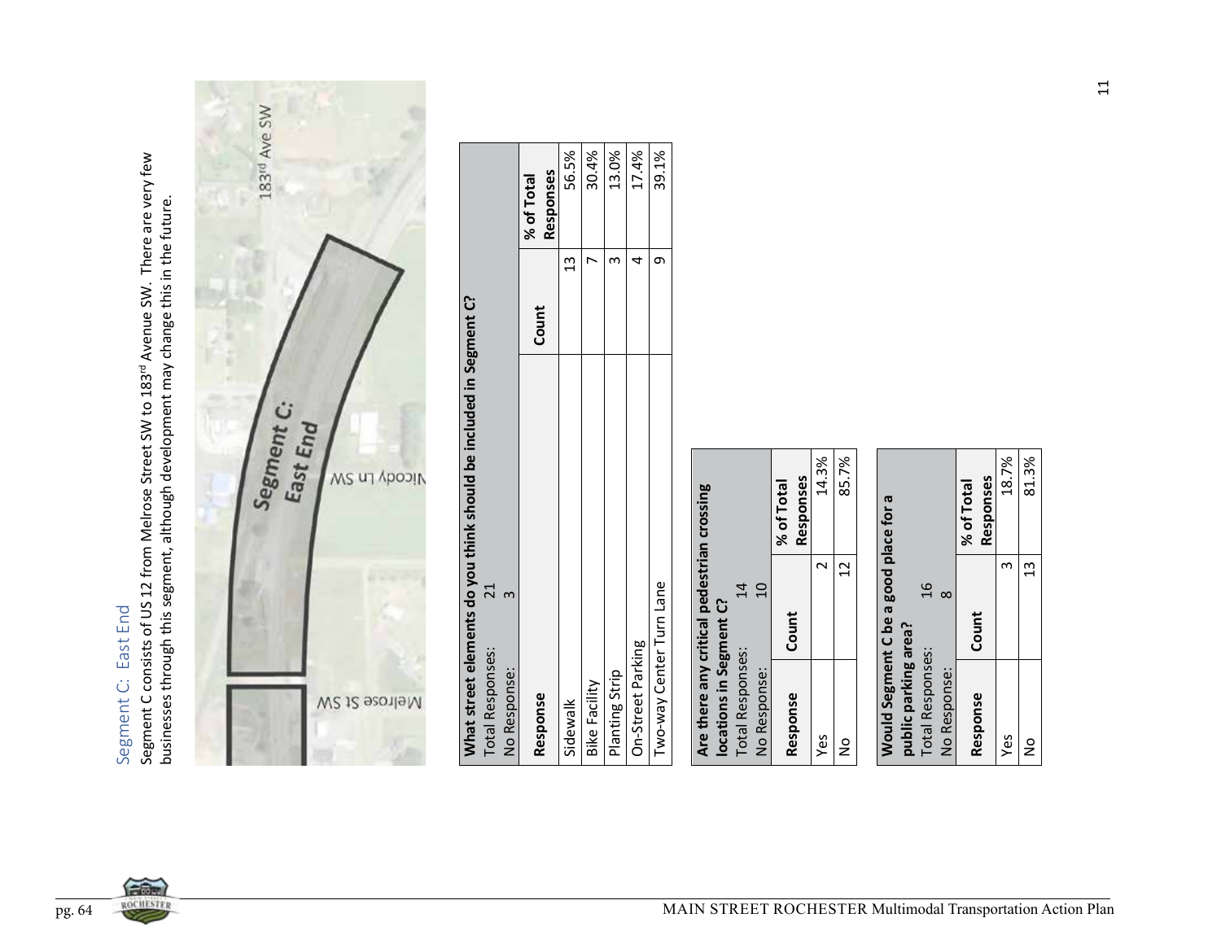## Segment C: East End

Segment C consists of US 12 from Melrose Street SW to 183rd Avenue SW. There are very few businesses through this segment, although development may change this in the future.

**What street elements do you think should be included in Segment C?**

Total Responses: 21
No Response: 3

| Response | Count | % of Total Responses |
|---|---|---|
| Sidewalk | 13 | 56.5% |
| Bike Facility | 7 | 30.4% |
| Planting Strip | 3 | 13.0% |
| On-Street Parking | 4 | 17.4% |
| Two-way Center Turn Lane | 9 | 39.1% |

**Are there any critical pedestrian crossing locations in Segment C?**

Total Responses: 14
No Response: 10

| Response | Count | % of Total Responses |
|---|---|---|
| Yes | 2 | 14.3% |
| No | 12 | 85.7% |

**Would Segment C be a good place for a public parking area?**

Total Responses: 16
No Response: 8

| Response | Count | % of Total Responses |
|---|---|---|
| Yes | 3 | 18.7% |
| No | 13 | 81.3% |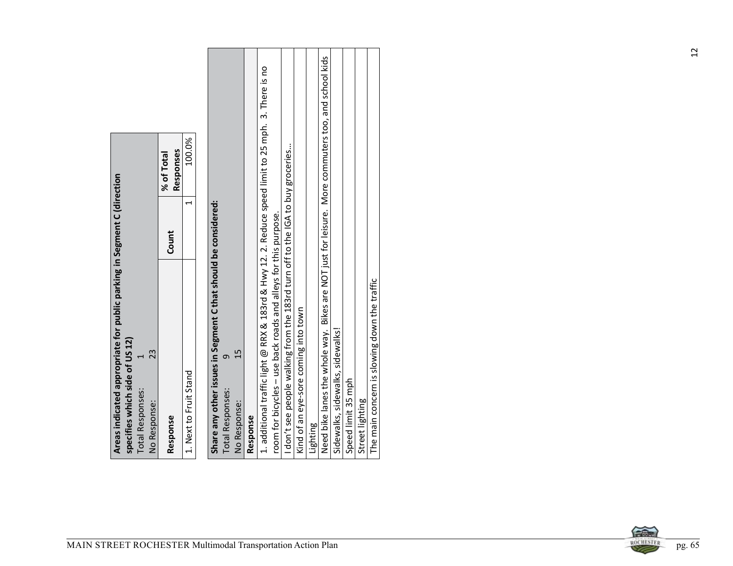**Areas indicated appropriate for public parking in Segment C (direction specifies which side of US 12)**

Total Responses: 1
No Response: 23

| Response | Count | % of Total Responses |
|---|---|---|
| 1. Next to Fruit Stand | 1 | 100.0% |

**Share any other issues in Segment C that should be considered:**

Total Responses: 9
No Response: 15

| Response |
|---|
| 1. additional traffic light @ RRX & 183rd & Hwy 12. 2. Reduce speed limit to 25 mph. 3. There is no room for bicycles – use back roads and alleys for this purpose. |
| I don't see people walking from the 183rd turn off to the IGA to buy groceries… |
| Kind of an eye-sore coming into town |
| Lighting |
| Need bike lanes the whole way. Bikes are NOT just for leisure. More commuters too, and school kids |
| Sidewalks, sidewalks, sidewalks! |
| Speed limit 35 mph |
| Street lighting |
| The main concern is slowing down the traffic |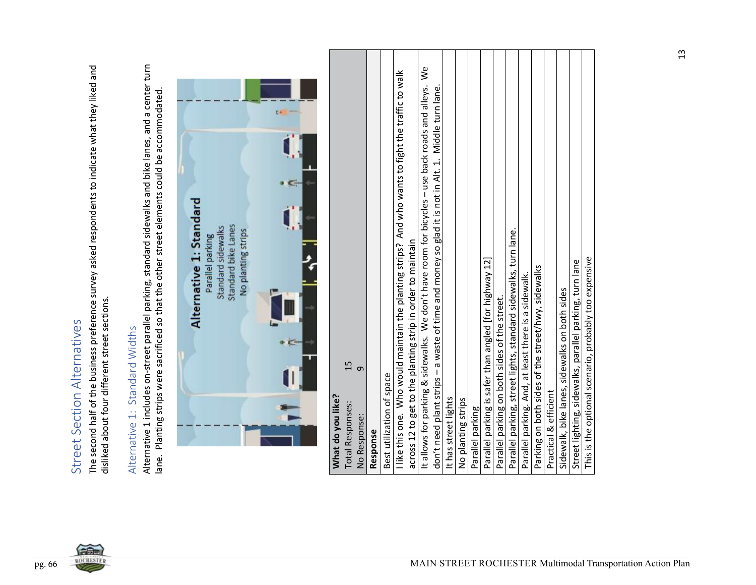# Street Section Alternatives

The second half of the business preference survey asked respondents to indicate what they liked and disliked about four different street sections.

## Alternative 1: Standard Widths

Alternative 1 includes on-street parallel parking, standard sidewalks and bike lanes, and a center turn lane. Planting strips were sacrificed so that the other street elements could be accommodated.

**Alternative 1: Standard**
Parallel parking
Standard sidewalks
Standard bike Lanes
No planting strips

| **What do you like?** | |
|---|---|
| Total Responses: | 15 |
| No Response: | 9 |
| **Response** | |
| Best utilization of space | |
| I like this one. Who would maintain the planting strips? And who wants to fight the traffic to walk across 12 to get to the planting strip in order to maintain | |
| It allows for parking & sidewalks. We don't have room for bicycles – use back roads and alleys. We don't need plant strips – a waste of time and money so glad it is not in Alt. 1. Middle turn lane. | |
| It has street lights | |
| No planting strips | |
| Parallel parking | |
| Parallel parking is safer than angled [for highway 12] | |
| Parallel parking on both sides of the street. | |
| Parallel parking, street lights, standard sidewalks, turn lane. | |
| Parallel parking. And, at least there is a sidewalk. | |
| Parking on both sides of the street/hwy, sidewalks | |
| Practical & efficient | |
| Sidewalk, bike lanes, sidewalks on both sides | |
| Street lighting, sidewalks, parallel parking, turn lane | |
| This is the optional scenario, probably too expensive | |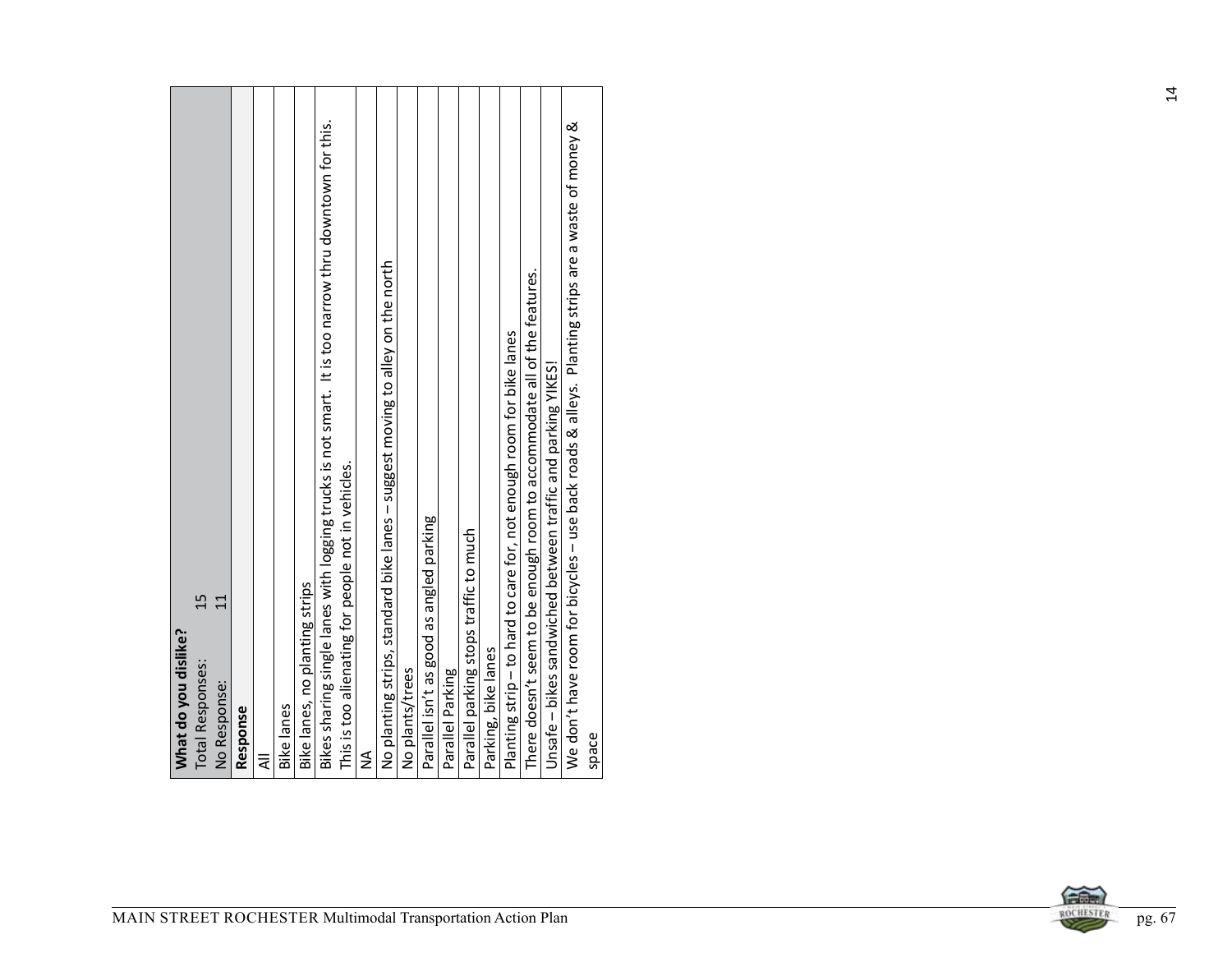| What do you dislike? |
| --- |
| Total Responses: 15 |
| No Response: 11 |
| **Response** |
| All |
| Bike lanes |
| Bike lanes, no planting strips |
| Bikes sharing single lanes with logging trucks is not smart. It is too narrow thru downtown for this. This is too alienating for people not in vehicles. |
| NA |
| No planting strips, standard bike lanes – suggest moving to alley on the north |
| No plants/trees |
| Parallel isn't as good as angled parking |
| Parallel Parking |
| Parallel parking stops traffic to much |
| Parking, bike lanes |
| Planting strip – to hard to care for, not enough room for bike lanes |
| There doesn't seem to be enough room to accommodate all of the features. |
| Unsafe – bikes sandwiched between traffic and parking YIKES! |
| We don't have room for bicycles – use back roads & alleys. Planting strips are a waste of money & space |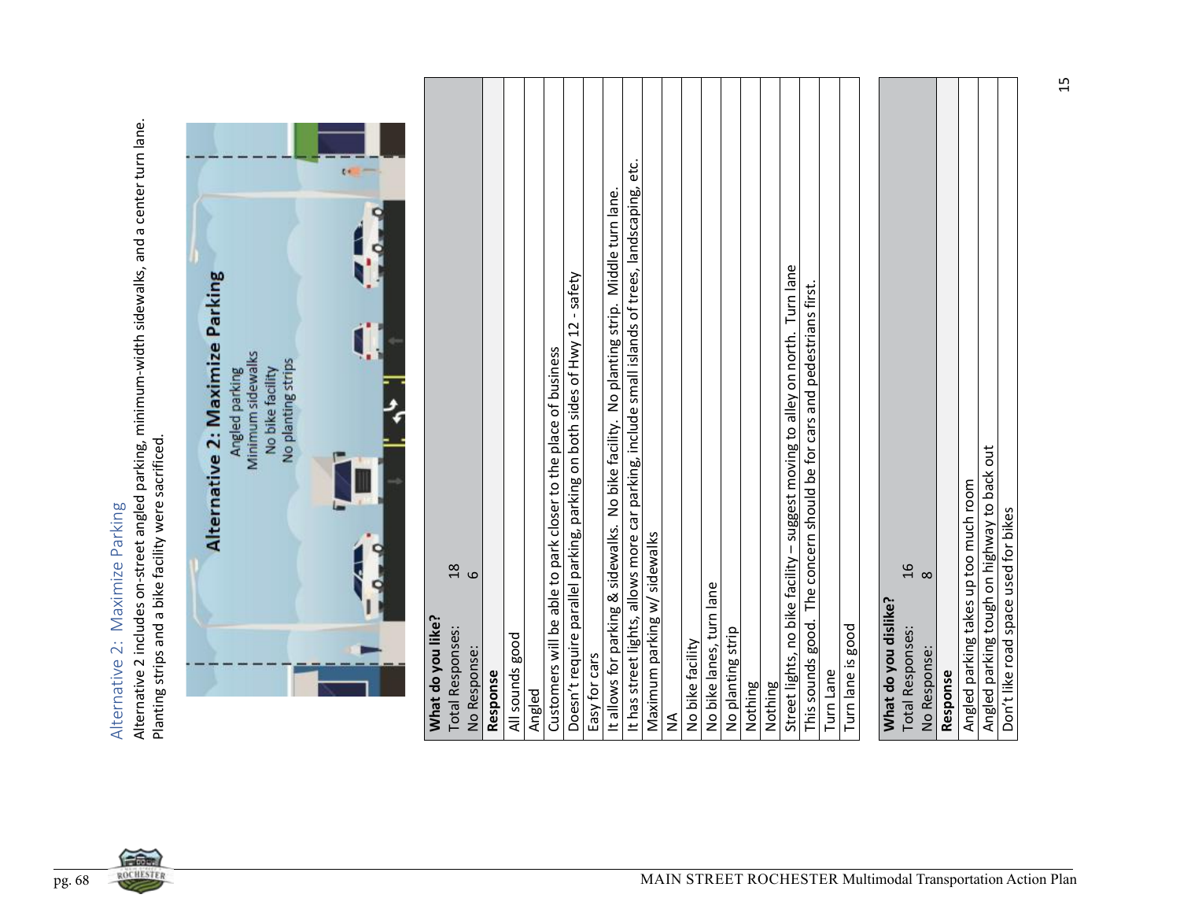## Alternative 2: Maximize Parking

Alternative 2 includes on-street angled parking, minimum-width sidewalks, and a center turn lane. Planting strips and a bike facility were sacrificed.

**Alternative 2: Maximize Parking**
Angled parking
Minimum sidewalks
No bike facility
No planting strips

| **What do you like?** | |
|---|---|
| Total Responses: | 18 |
| No Response: | 6 |
| **Response** | |
| All sounds good | |
| Angled | |
| Customers will be able to park closer to the place of business | |
| Doesn't require parallel parking, parking on both sides of Hwy 12 - safety | |
| Easy for cars | |
| It allows for parking & sidewalks. No bike facility. No planting strip. Middle turn lane. | |
| It has street lights, allows more car parking, include small islands of trees, landscaping, etc. | |
| Maximum parking w/ sidewalks | |
| NA | |
| No bike facility | |
| No bike lanes, turn lane | |
| No planting strip | |
| Nothing | |
| Nothing | |
| Street lights, no bike facility – suggest moving to alley on north. Turn lane | |
| This sounds good. The concern should be for cars and pedestrians first. | |
| Turn Lane | |
| Turn lane is good | |

| **What do you dislike?** | |
|---|---|
| Total Responses: | 16 |
| No Response: | 8 |
| **Response** | |
| Angled parking takes up too much room | |
| Angled parking tough on highway to back out | |
| Don't like road space used for bikes | |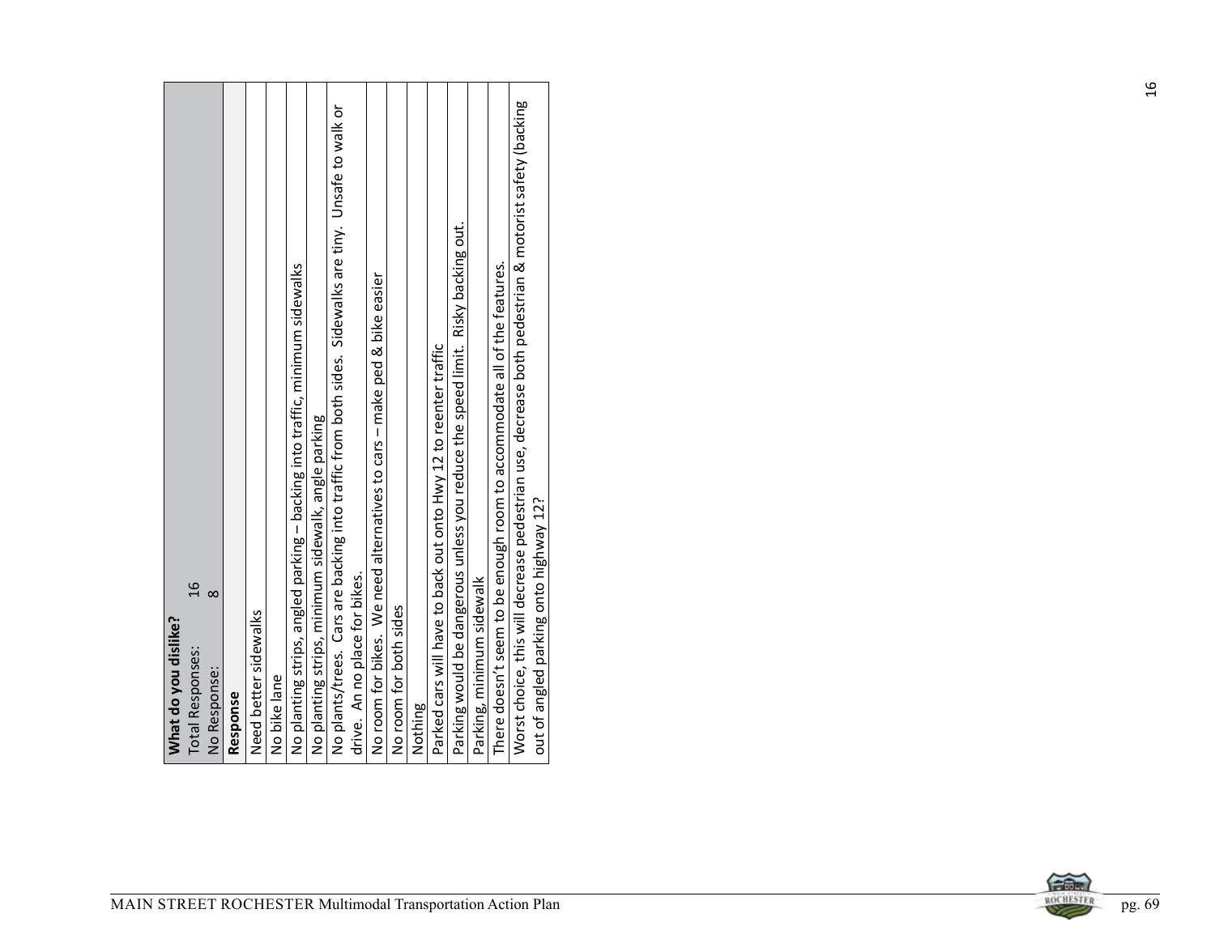| **What do you dislike?** | |
|---|---|
| Total Responses: | 16 |
| No Response: | 8 |

| **Response** |
|---|
| Need better sidewalks |
| No bike lane |
| No planting strips, angled parking – backing into traffic, minimum sidewalks |
| No planting strips, minimum sidewalk, angle parking |
| No plants/trees. Cars are backing into traffic from both sides. Sidewalks are tiny. Unsafe to walk or drive. An no place for bikes. |
| No room for bikes. We need alternatives to cars – make ped & bike easier |
| No room for both sides |
| Nothing |
| Parked cars will have to back out onto Hwy 12 to reenter traffic |
| Parking would be dangerous unless you reduce the speed limit. Risky backing out. |
| Parking, minimum sidewalk |
| There doesn't seem to be enough room to accommodate all of the features. |
| Worst choice, this will decrease pedestrian use, decrease both pedestrian & motorist safety (backing out of angled parking onto highway 12? |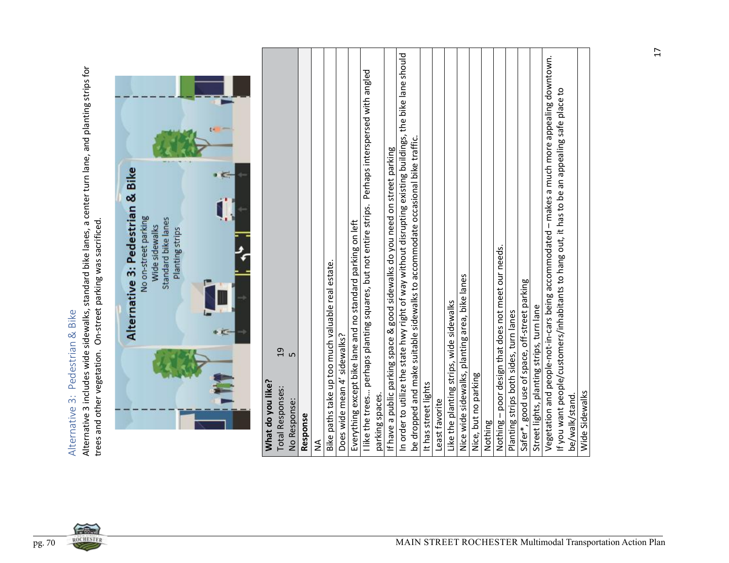## Alternative 3: Pedestrian & Bike

Alternative 3 includes wide sidewalks, standard bike lanes, a center turn lane, and planting strips for trees and other vegetation. On-street parking was sacrificed.

**Alternative 3: Pedestrian & Bike**
No on-street parking
Wide sidewalks
Standard bike lanes
Planting strips

| **What do you like?** | |
|---|---|
| Total Responses: | 19 |
| No Response: | 5 |
| **Response** | |
| NA | |
| Bike paths take up too much valuable real estate. | |
| Does wide mean 4' sidewalks? | |
| Everything except bike lane and no standard parking on left | |
| I like the trees... perhaps planting squares, but not entire strips. Perhaps interspersed with angled parking spaces. | |
| If have a public parking space & good sidewalks do you need on street parking | |
| In order to utilize the state hwy right of way without disrupting existing buildings, the bike lane should be dropped and make suitable sidewalks to accommodate occasional bike traffic. | |
| It has street lights | |
| Least favorite | |
| Like the planting strips, wide sidewalks | |
| Nice wide sidewalks, planting area, bike lanes | |
| Nice, but no parking | |
| Nothing | |
| Nothing – poor design that does not meet our needs. | |
| Planting strips both sides, turn lanes | |
| Safer*, good use of space, off-street parking | |
| Street lights, planting strips, turn lane | |
| Vegetation and people-not-in-cars being accommodated – makes a much more appealing downtown. If you want people/customers/inhabitants to hang out, it has to be an appealing safe place to be/walk/stand. | |
| Wide Sidewalks | |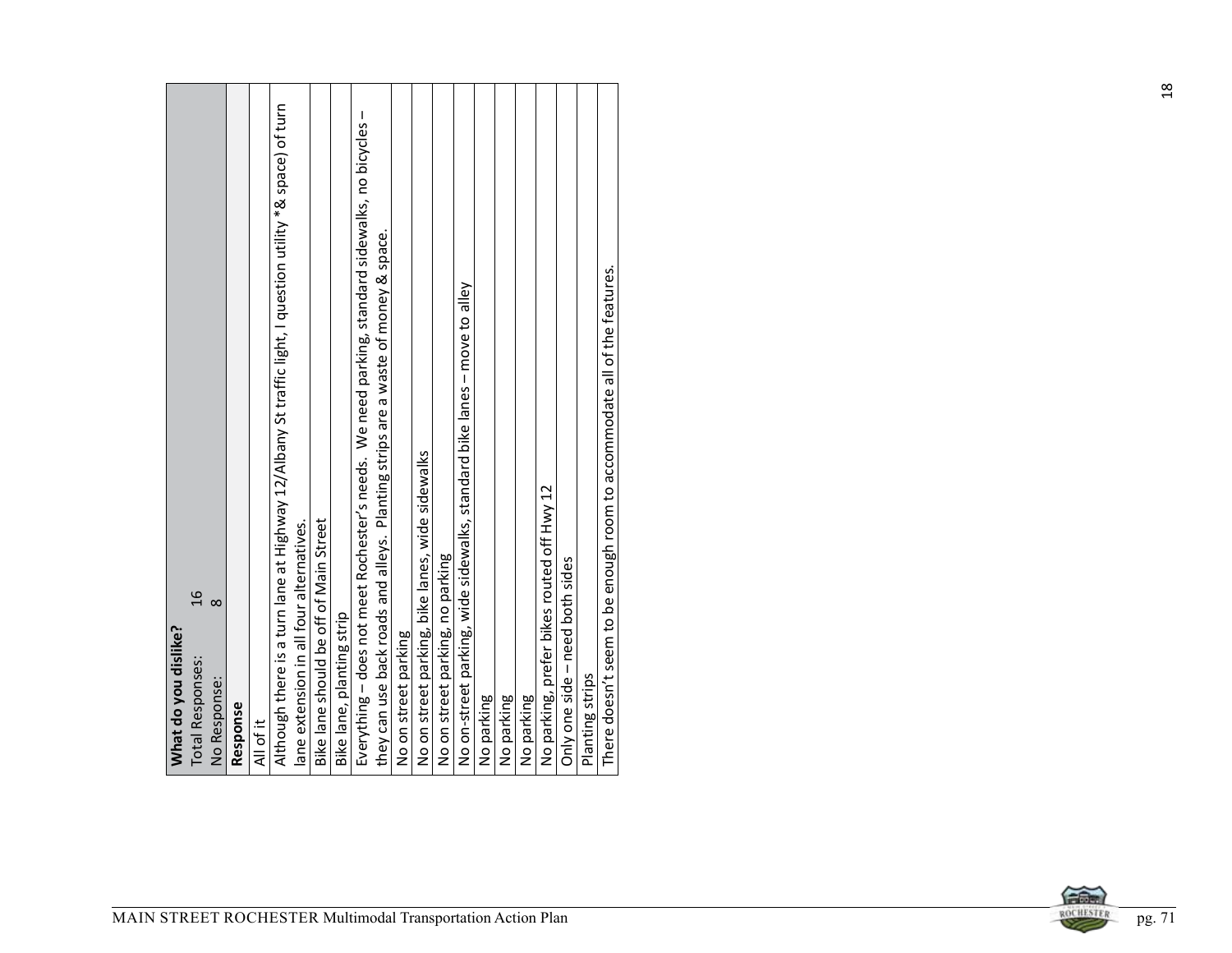| What do you dislike? |
| --- |
| Total Responses: 16 |
| No Response: 8 |
| **Response** |
| All of it |
| Although there is a turn lane at Highway 12/Albany St traffic light, I question utility *& space) of turn lane extension in all four alternatives. |
| Bike lane should be off of Main Street |
| Bike lane, planting strip |
| Everything – does not meet Rochester's needs. We need parking, standard sidewalks, no bicycles – they can use back roads and alleys. Planting strips are a waste of money & space. |
| No on street parking |
| No on street parking, bike lanes, wide sidewalks |
| No on street parking, no parking |
| No on-street parking, wide sidewalks, standard bike lanes – move to alley |
| No parking |
| No parking |
| No parking |
| No parking, prefer bikes routed off Hwy 12 |
| Only one side – need both sides |
| Planting strips |
| There doesn't seem to be enough room to accommodate all of the features. |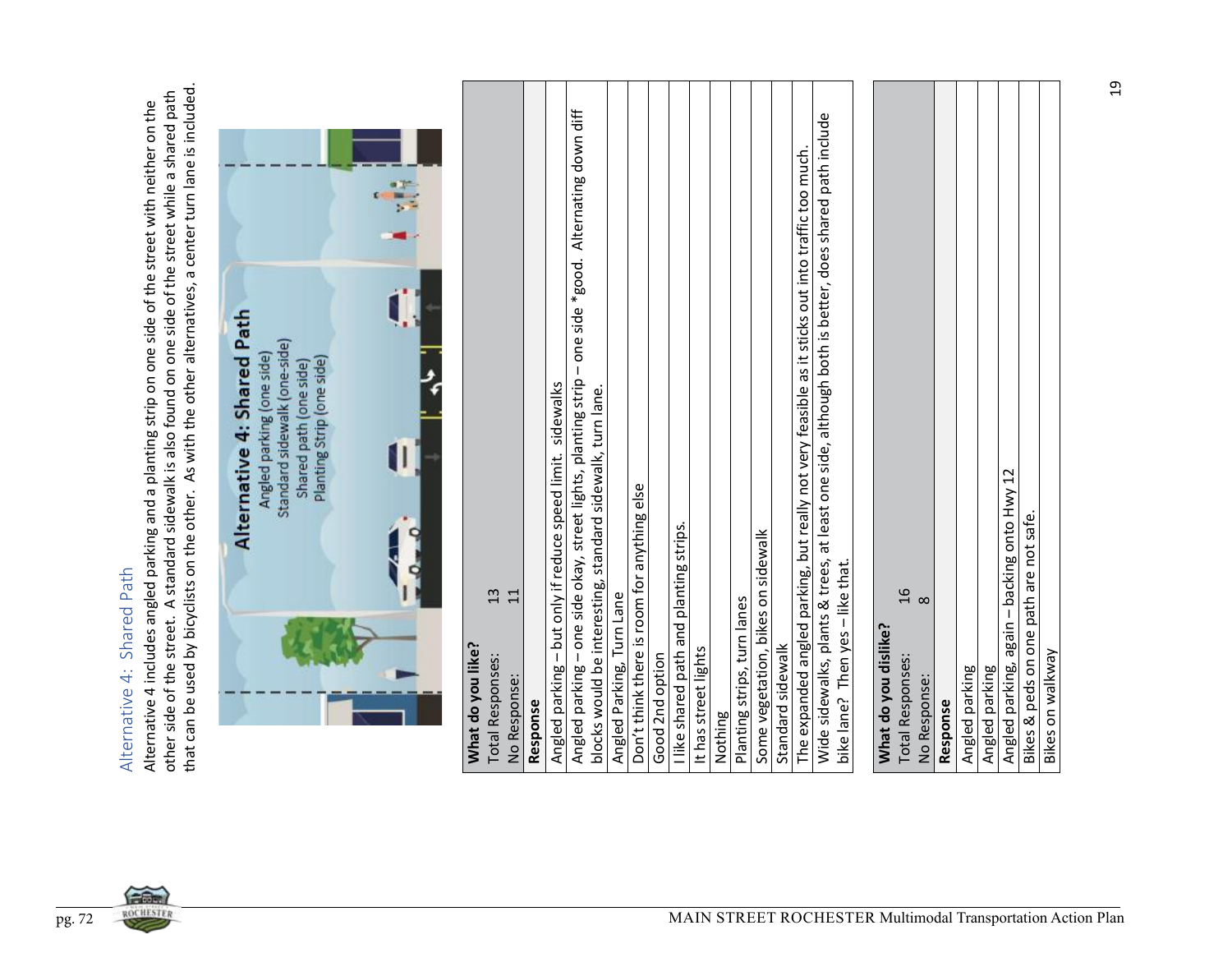## Alternative 4: Shared Path

Alternative 4 includes angled parking and a planting strip on one side of the street with neither on the other side of the street. A standard sidewalk is also found on one side of the street while a shared path that can be used by bicyclists on the other. As with the other alternatives, a center turn lane is included.

**Alternative 4: Shared Path**
Angled parking (one side)
Standard sidewalk (one-side)
Shared path (one side)
Planting Strip (one side)

| **What do you like?** | |
|---|---|
| Total Responses: | 13 |
| No Response: | 11 |
| **Response** | |
| Angled parking – but only if reduce speed limit. sidewalks | |
| Angled parking – one side okay, street lights, planting strip – one side *good. Alternating down diff blocks would be interesting, standard sidewalk, turn lane. | |
| Angled Parking, Turn Lane | |
| Don't think there is room for anything else | |
| Good 2nd option | |
| I like shared path and planting strips. | |
| It has street lights | |
| Nothing | |
| Planting strips, turn lanes | |
| Some vegetation, bikes on sidewalk | |
| Standard sidewalk | |
| The expanded angled parking, but really not very feasible as it sticks out into traffic too much. | |
| Wide sidewalks, plants & trees, at least one side, although both is better, does shared path include bike lane? Then yes – like that. | |

| **What do you dislike?** | |
|---|---|
| Total Responses: | 16 |
| No Response: | 8 |
| **Response** | |
| Angled parking | |
| Angled parking | |
| Angled parking, again – backing onto Hwy 12 | |
| Bikes & peds on one path are not safe. | |
| Bikes on walkway | |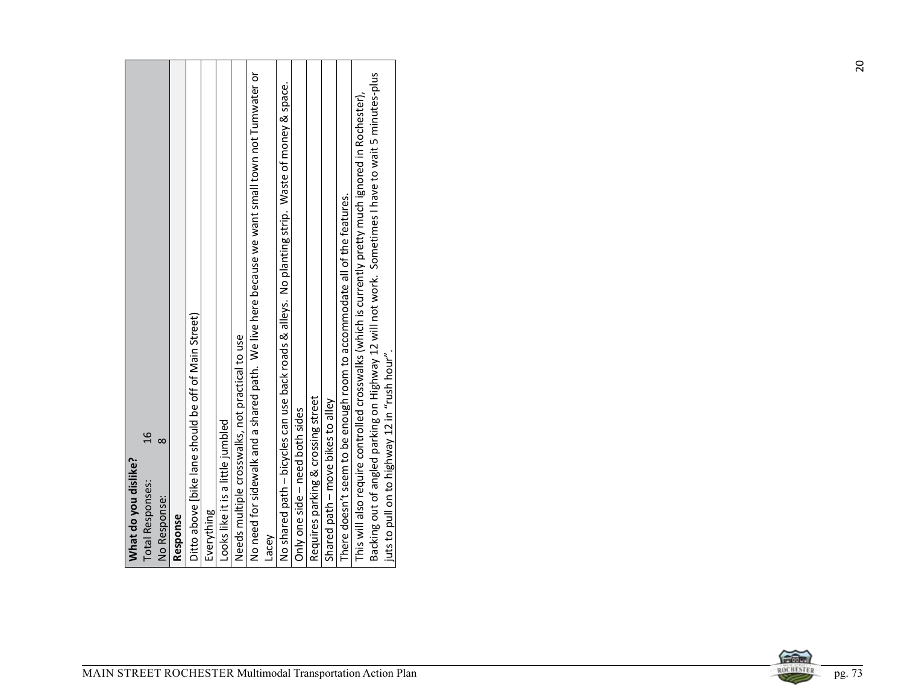**What do you dislike?**

Total Responses: 16

No Response: 8

| Response |
|---|
| Ditto above [bike lane should be off of Main Street) |
| Everything |
| Looks like it is a little jumbled |
| Needs multiple crosswalks, not practical to use |
| No need for sidewalk and a shared path. We live here because we want small town not Tumwater or Lacey |
| No shared path – bicycles can use back roads & alleys. No planting strip. Waste of money & space. |
| Only one side – need both sides |
| Requires parking & crossing street |
| Shared path – move bikes to alley |
| There doesn't seem to be enough room to accommodate all of the features. |
| This will also require controlled crosswalks (which is currently pretty much ignored in Rochester), Backing out of angled parking on Highway 12 will not work. Sometimes I have to wait 5 minutes-plus juts to pull on to highway 12 in "rush hour". |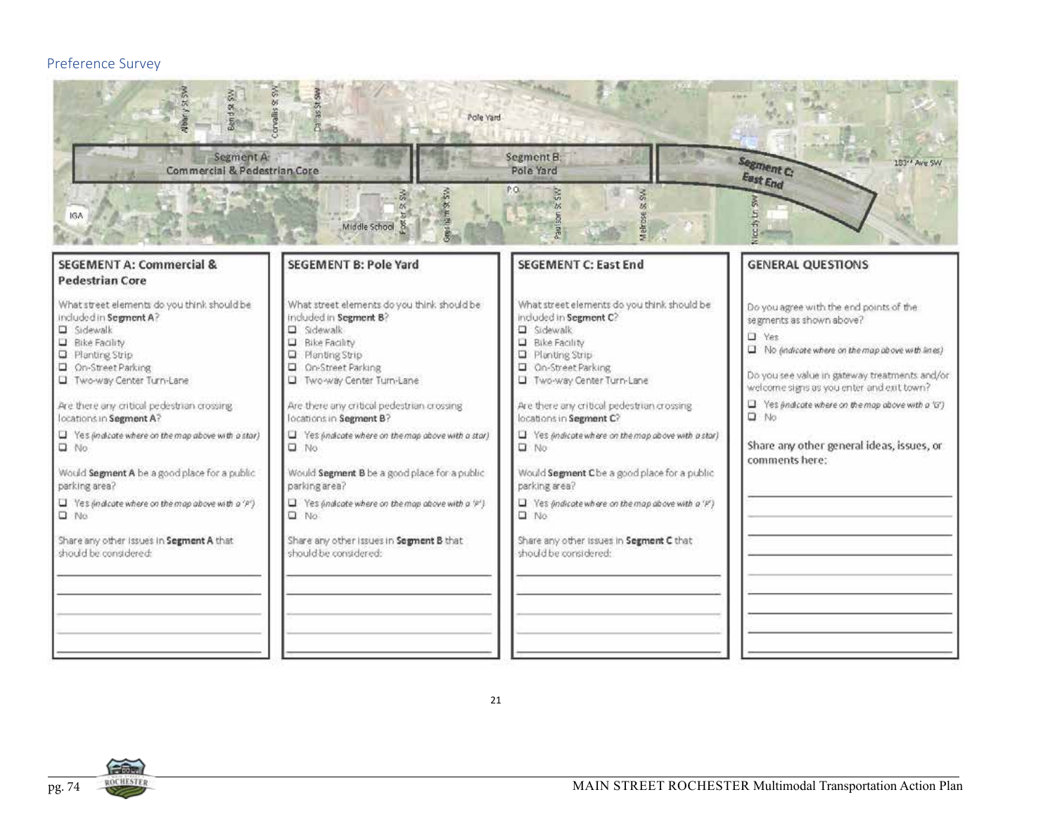## Preference Survey

Segment A: Commercial & Pedestrian Core

Segment B: Pole Yard

Segment C: East End

### SEGEMENT A: Commercial & Pedestrian Core

What street elements do you think should be included in **Segment A**?

- ☐ Sidewalk
- ☐ Bike Facility
- ☐ Planting Strip
- ☐ On-Street Parking
- ☐ Two-way Center Turn-Lane

Are there any critical pedestrian crossing locations in **Segment A**?

- ☐ Yes *(indicate where on the map above with a star)*
- ☐ No

Would **Segment A** be a good place for a public parking area?

- ☐ Yes *(indicate where on the map above with a 'P')*
- ☐ No

Share any other issues in **Segment A** that should be considered:

\_\_\_\_\_\_\_\_\_\_\_\_\_\_\_\_\_\_\_\_\_\_\_\_\_\_\_\_\_\_

### SEGEMENT B: Pole Yard

What street elements do you think should be included in **Segment B**?

- ☐ Sidewalk
- ☐ Bike Facility
- ☐ Planting Strip
- ☐ On-Street Parking
- ☐ Two-way Center Turn-Lane

Are there any critical pedestrian crossing locations in **Segment B**?

- ☐ Yes *(indicate where on the map above with a star)*
- ☐ No

Would **Segment B** be a good place for a public parking area?

- ☐ Yes *(indicate where on the map above with a 'P')*
- ☐ No

Share any other issues in **Segment B** that should be considered:

\_\_\_\_\_\_\_\_\_\_\_\_\_\_\_\_\_\_\_\_\_\_\_\_\_\_\_\_\_\_

### SEGEMENT C: East End

What street elements do you think should be included in **Segment C**?

- ☐ Sidewalk
- ☐ Bike Facility
- ☐ Planting Strip
- ☐ On-Street Parking
- ☐ Two-way Center Turn-Lane

Are there any critical pedestrian crossing locations in **Segment C**?

- ☐ Yes *(indicate where on the map above with a star)*
- ☐ No

Would **Segment C** be a good place for a public parking area?

- ☐ Yes *(indicate where on the map above with a 'P')*
- ☐ No

Share any other issues in **Segment C** that should be considered:

\_\_\_\_\_\_\_\_\_\_\_\_\_\_\_\_\_\_\_\_\_\_\_\_\_\_\_\_\_\_

### GENERAL QUESTIONS

Do you agree with the end points of the segments as shown above?

- ☐ Yes
- ☐ No *(indicate where on the map above with lines)*

Do you see value in gateway treatments and/or welcome signs as you enter and exit town?

- ☐ Yes *(indicate where on the map above with a 'G')*
- ☐ No

Share any other general ideas, issues, or comments here:

\_\_\_\_\_\_\_\_\_\_\_\_\_\_\_\_\_\_\_\_\_\_\_\_\_\_\_\_\_\_

21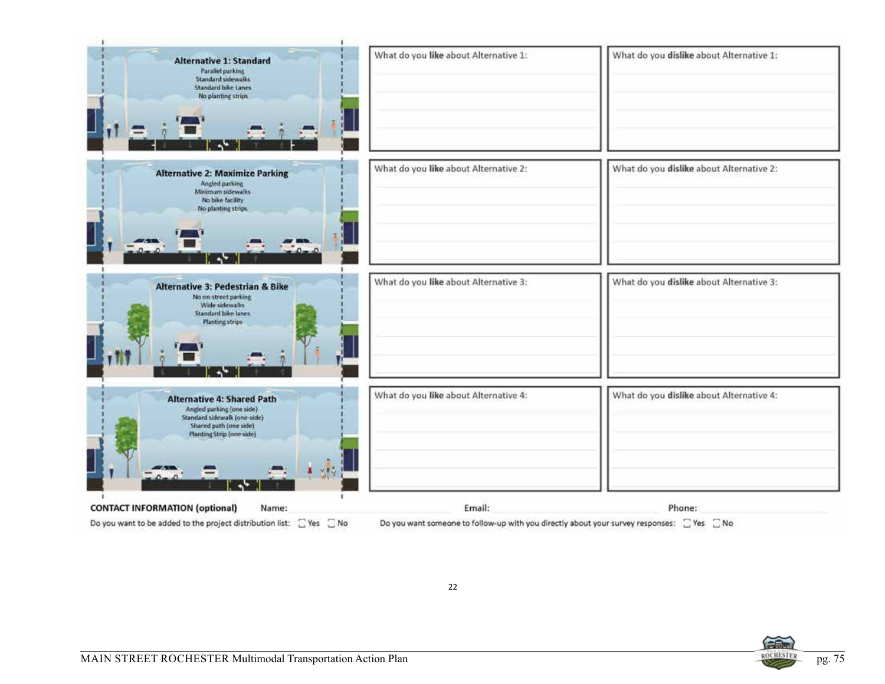**Alternative 1: Standard**
Parallel parking
Standard sidewalks
Standard bike Lanes
No planting strips

What do you **like** about Alternative 1:

What do you **dislike** about Alternative 1:

**Alternative 2: Maximize Parking**
Angled parking
Minimum sidewalks
No bike facility
No planting strips

What do you **like** about Alternative 2:

What do you **dislike** about Alternative 2:

**Alternative 3: Pedestrian & Bike**
No on-street parking
Wide sidewalks
Standard bike lanes
Planting strips

What do you **like** about Alternative 3:

What do you **dislike** about Alternative 3:

**Alternative 4: Shared Path**
Angled parking (one side)
Standard sidewalk (one-side)
Shared path (one side)
Planting Strip (one side)

What do you **like** about Alternative 4:

What do you **dislike** about Alternative 4:

**CONTACT INFORMATION (optional)** Name: Email: Phone:

Do you want to be added to the project distribution list: ☐ Yes ☐ No

Do you want someone to follow-up with you directly about your survey responses: ☐ Yes ☐ No